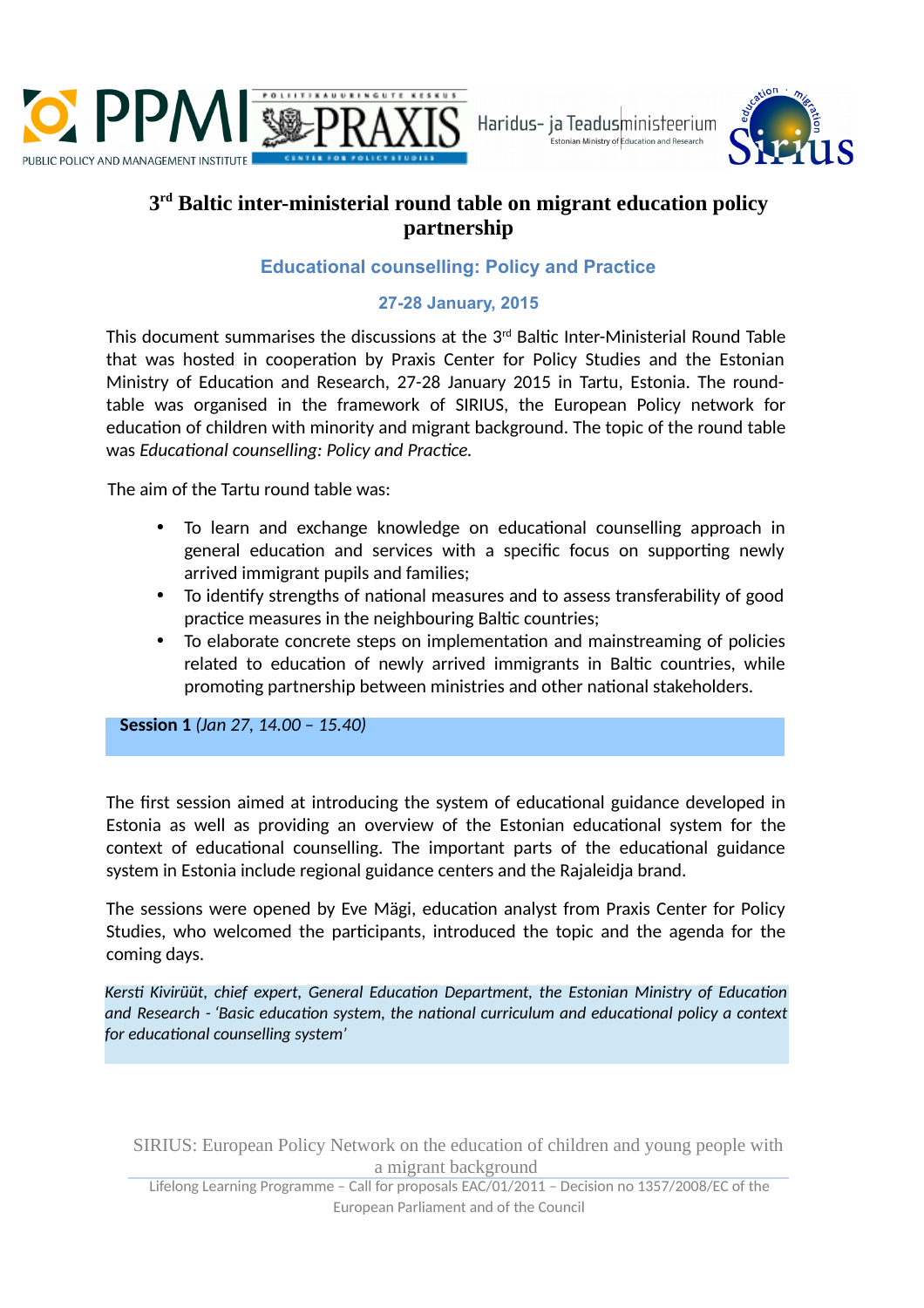# 3rd Baltic inter-ministerial round table on migrant education policy partnership

## Educational counselling: Policy and Practice

### 27-28 January, 2015

This document summarises the discussions at the 3rd Baltic Inter-Ministerial Round Table that was hosted in cooperation by Praxis Center for Policy Studies and the Estonian Ministry of Education and Research, 27-28 January 2015 in Tartu, Estonia. The round-table was organised in the framework of SIRIUS, the European Policy network for education of children with minority and migrant background. The topic of the round table was *Educational counselling: Policy and Practice.*

The aim of the Tartu round table was:

- To learn and exchange knowledge on educational counselling approach in general education and services with a specific focus on supporting newly arrived immigrant pupils and families;
- To identify strengths of national measures and to assess transferability of good practice measures in the neighbouring Baltic countries;
- To elaborate concrete steps on implementation and mainstreaming of policies related to education of newly arrived immigrants in Baltic countries, while promoting partnership between ministries and other national stakeholders.

**Session 1** *(Jan 27, 14.00 – 15.40)*

The first session aimed at introducing the system of educational guidance developed in Estonia as well as providing an overview of the Estonian educational system for the context of educational counselling. The important parts of the educational guidance system in Estonia include regional guidance centers and the Rajaleidja brand.

The sessions were opened by Eve Mägi, education analyst from Praxis Center for Policy Studies, who welcomed the participants, introduced the topic and the agenda for the coming days.

*Kersti Kivirüüt, chief expert, General Education Department, the Estonian Ministry of Education and Research - 'Basic education system, the national curriculum and educational policy a context for educational counselling system'*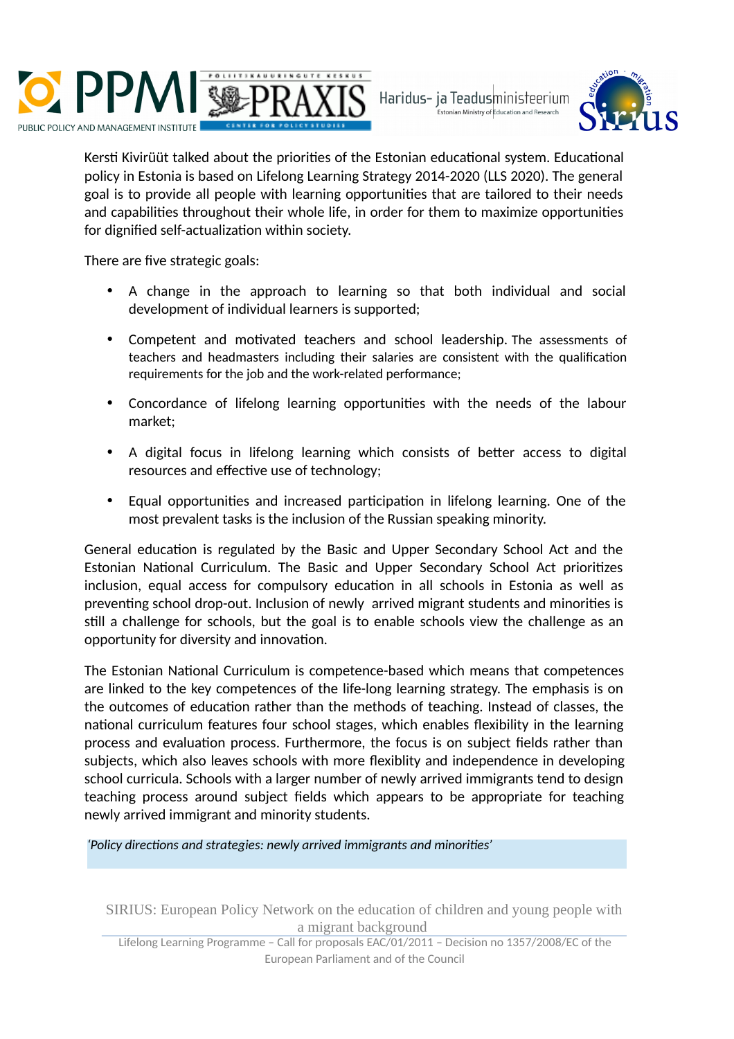Kersti Kivirüüt talked about the priorities of the Estonian educational system. Educational policy in Estonia is based on Lifelong Learning Strategy 2014-2020 (LLS 2020). The general goal is to provide all people with learning opportunities that are tailored to their needs and capabilities throughout their whole life, in order for them to maximize opportunities for dignified self-actualization within society.

There are five strategic goals:

- A change in the approach to learning so that both individual and social development of individual learners is supported;
- Competent and motivated teachers and school leadership. The assessments of teachers and headmasters including their salaries are consistent with the qualification requirements for the job and the work-related performance;
- Concordance of lifelong learning opportunities with the needs of the labour market;
- A digital focus in lifelong learning which consists of better access to digital resources and effective use of technology;
- Equal opportunities and increased participation in lifelong learning. One of the most prevalent tasks is the inclusion of the Russian speaking minority.

General education is regulated by the Basic and Upper Secondary School Act and the Estonian National Curriculum. The Basic and Upper Secondary School Act prioritizes inclusion, equal access for compulsory education in all schools in Estonia as well as preventing school drop-out. Inclusion of newly arrived migrant students and minorities is still a challenge for schools, but the goal is to enable schools view the challenge as an opportunity for diversity and innovation.

The Estonian National Curriculum is competence-based which means that competences are linked to the key competences of the life-long learning strategy. The emphasis is on the outcomes of education rather than the methods of teaching. Instead of classes, the national curriculum features four school stages, which enables flexibility in the learning process and evaluation process. Furthermore, the focus is on subject fields rather than subjects, which also leaves schools with more flexiblity and independence in developing school curricula. Schools with a larger number of newly arrived immigrants tend to design teaching process around subject fields which appears to be appropriate for teaching newly arrived immigrant and minority students.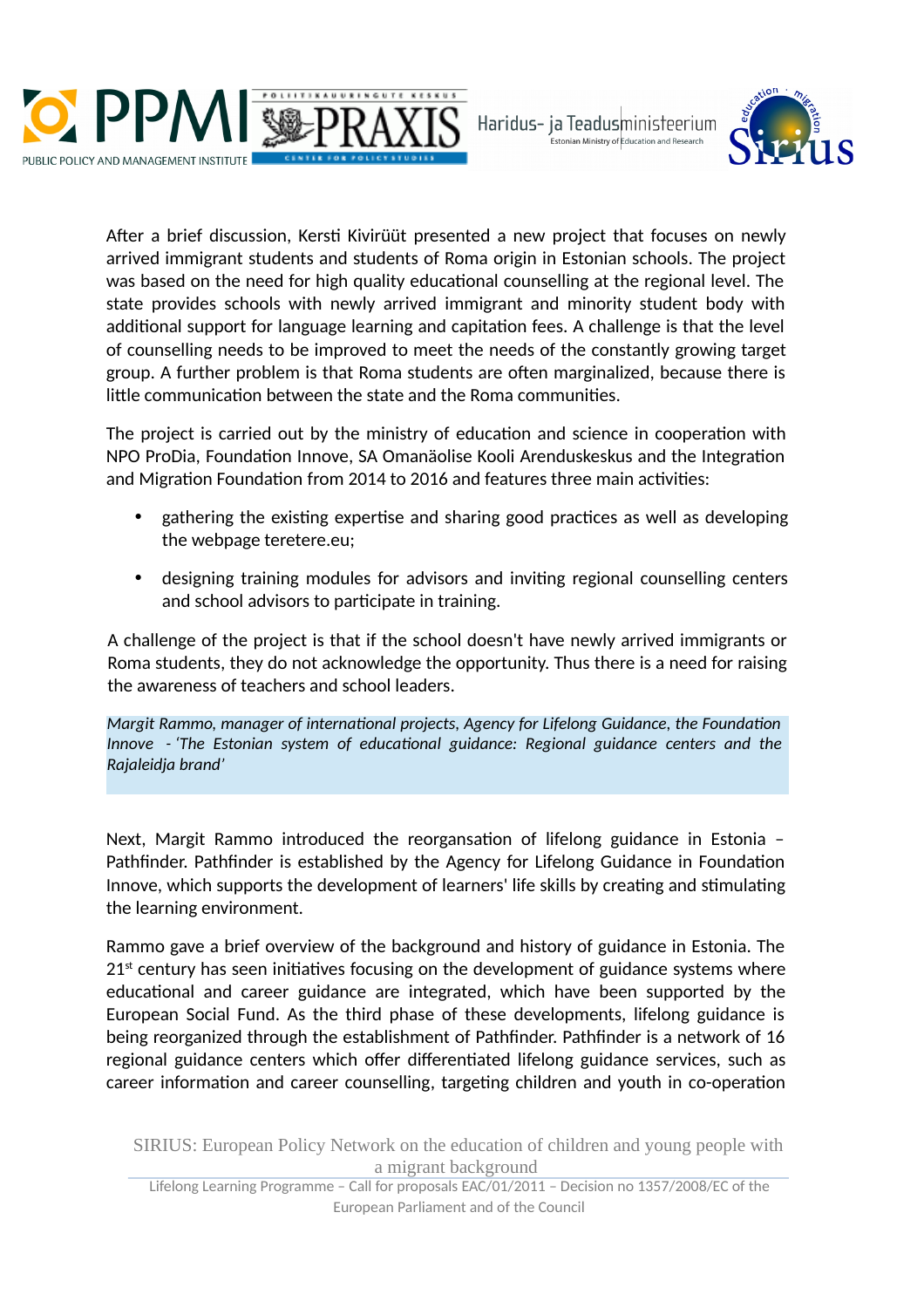After a brief discussion, Kersti Kivirüüt presented a new project that focuses on newly arrived immigrant students and students of Roma origin in Estonian schools. The project was based on the need for high quality educational counselling at the regional level. The state provides schools with newly arrived immigrant and minority student body with additional support for language learning and capitation fees. A challenge is that the level of counselling needs to be improved to meet the needs of the constantly growing target group. A further problem is that Roma students are often marginalized, because there is little communication between the state and the Roma communities.

The project is carried out by the ministry of education and science in cooperation with NPO ProDia, Foundation Innove, SA Omanäolise Kooli Arenduskeskus and the Integration and Migration Foundation from 2014 to 2016 and features three main activities:

- gathering the existing expertise and sharing good practices as well as developing the webpage teretere.eu;
- designing training modules for advisors and inviting regional counselling centers and school advisors to participate in training.

A challenge of the project is that if the school doesn't have newly arrived immigrants or Roma students, they do not acknowledge the opportunity. Thus there is a need for raising the awareness of teachers and school leaders.

*Margit Rammo, manager of international projects, Agency for Lifelong Guidance, the Foundation Innove - 'The Estonian system of educational guidance: Regional guidance centers and the Rajaleidja brand'*

Next, Margit Rammo introduced the reorgansation of lifelong guidance in Estonia – Pathfinder. Pathfinder is established by the Agency for Lifelong Guidance in Foundation Innove, which supports the development of learners' life skills by creating and stimulating the learning environment.

Rammo gave a brief overview of the background and history of guidance in Estonia. The 21st century has seen initiatives focusing on the development of guidance systems where educational and career guidance are integrated, which have been supported by the European Social Fund. As the third phase of these developments, lifelong guidance is being reorganized through the establishment of Pathfinder. Pathfinder is a network of 16 regional guidance centers which offer differentiated lifelong guidance services, such as career information and career counselling, targeting children and youth in co-operation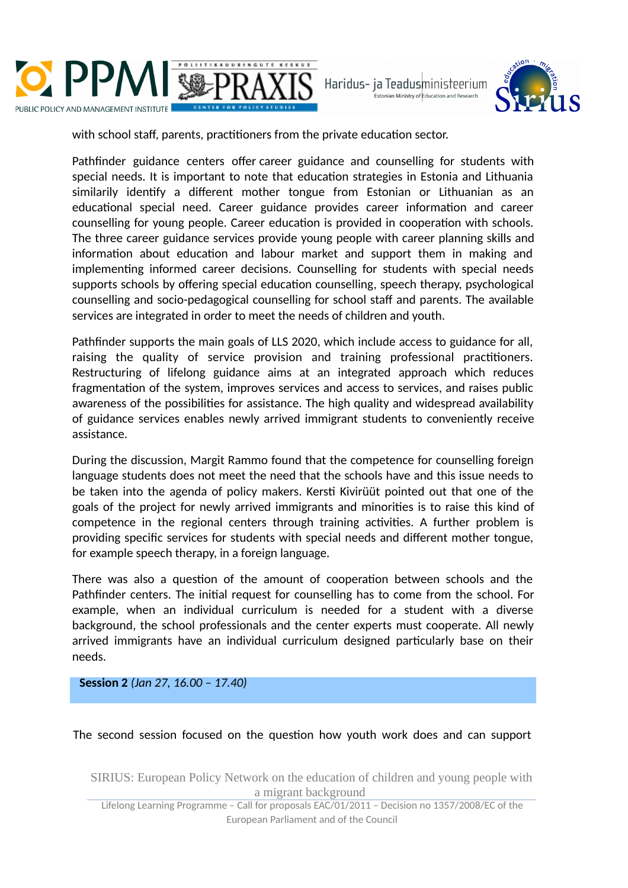with school staff, parents, practitioners from the private education sector.

Pathfinder guidance centers offer career guidance and counselling for students with special needs. It is important to note that education strategies in Estonia and Lithuania similarly identify a different mother tongue from Estonian or Lithuanian as an educational special need. Career guidance provides career information and career counselling for young people. Career education is provided in cooperation with schools. The three career guidance services provide young people with career planning skills and information about education and labour market and support them in making and implementing informed career decisions. Counselling for students with special needs supports schools by offering special education counselling, speech therapy, psychological counselling and socio-pedagogical counselling for school staff and parents. The available services are integrated in order to meet the needs of children and youth.

Pathfinder supports the main goals of LLS 2020, which include access to guidance for all, raising the quality of service provision and training professional practitioners. Restructuring of lifelong guidance aims at an integrated approach which reduces fragmentation of the system, improves services and access to services, and raises public awareness of the possibilities for assistance. The high quality and widespread availability of guidance services enables newly arrived immigrant students to conveniently receive assistance.

During the discussion, Margit Rammo found that the competence for counselling foreign language students does not meet the need that the schools have and this issue needs to be taken into the agenda of policy makers. Kersti Kivirüüt pointed out that one of the goals of the project for newly arrived immigrants and minorities is to raise this kind of competence in the regional centers through training activities. A further problem is providing specific services for students with special needs and different mother tongue, for example speech therapy, in a foreign language.

There was also a question of the amount of cooperation between schools and the Pathfinder centers. The initial request for counselling has to come from the school. For example, when an individual curriculum is needed for a student with a diverse background, the school professionals and the center experts must cooperate. All newly arrived immigrants have an individual curriculum designed particularly base on their needs.

**Session 2** *(Jan 27, 16.00 – 17.40)*

The second session focused on the question how youth work does and can support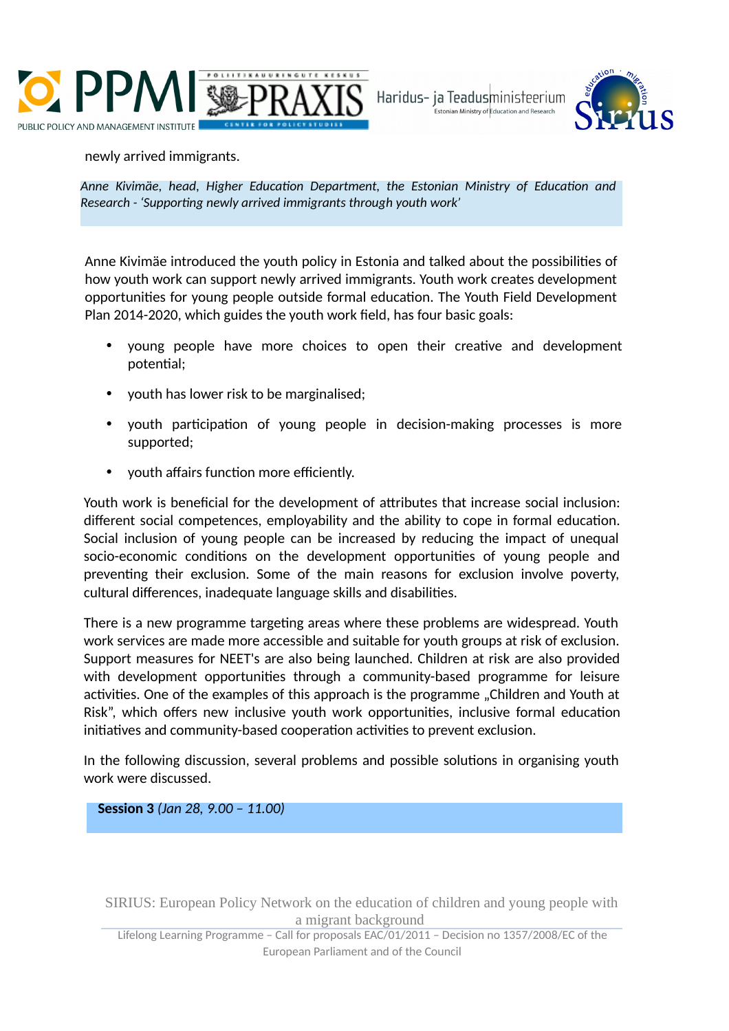newly arrived immigrants.

*Anne Kivimäe, head, Higher Education Department, the Estonian Ministry of Education and Research - 'Supporting newly arrived immigrants through youth work'*

Anne Kivimäe introduced the youth policy in Estonia and talked about the possibilities of how youth work can support newly arrived immigrants. Youth work creates development opportunities for young people outside formal education. The Youth Field Development Plan 2014-2020, which guides the youth work field, has four basic goals:

- young people have more choices to open their creative and development potential;
- youth has lower risk to be marginalised;
- youth participation of young people in decision-making processes is more supported;
- youth affairs function more efficiently.

Youth work is beneficial for the development of attributes that increase social inclusion: different social competences, employability and the ability to cope in formal education. Social inclusion of young people can be increased by reducing the impact of unequal socio-economic conditions on the development opportunities of young people and preventing their exclusion. Some of the main reasons for exclusion involve poverty, cultural differences, inadequate language skills and disabilities.

There is a new programme targeting areas where these problems are widespread. Youth work services are made more accessible and suitable for youth groups at risk of exclusion. Support measures for NEET's are also being launched. Children at risk are also provided with development opportunities through a community-based programme for leisure activities. One of the examples of this approach is the programme „Children and Youth at Risk", which offers new inclusive youth work opportunities, inclusive formal education initiatives and community-based cooperation activities to prevent exclusion.

In the following discussion, several problems and possible solutions in organising youth work were discussed.

**Session 3** *(Jan 28, 9.00 – 11.00)*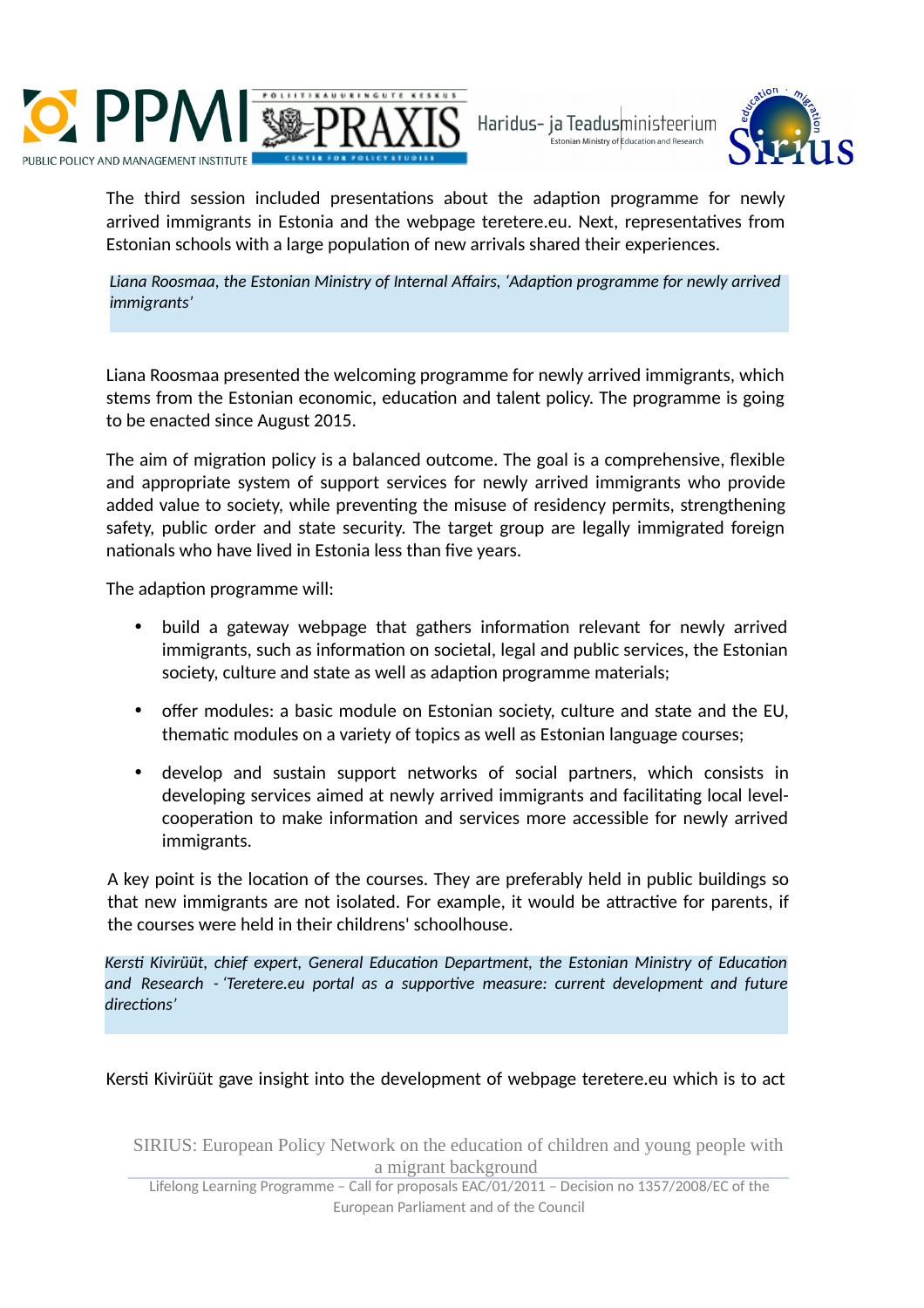The third session included presentations about the adaption programme for newly arrived immigrants in Estonia and the webpage teretere.eu. Next, representatives from Estonian schools with a large population of new arrivals shared their experiences.

*Liana Roosmaa, the Estonian Ministry of Internal Affairs, 'Adaption programme for newly arrived immigrants'*

Liana Roosmaa presented the welcoming programme for newly arrived immigrants, which stems from the Estonian economic, education and talent policy. The programme is going to be enacted since August 2015.

The aim of migration policy is a balanced outcome. The goal is a comprehensive, flexible and appropriate system of support services for newly arrived immigrants who provide added value to society, while preventing the misuse of residency permits, strengthening safety, public order and state security. The target group are legally immigrated foreign nationals who have lived in Estonia less than five years.

The adaption programme will:

- build a gateway webpage that gathers information relevant for newly arrived immigrants, such as information on societal, legal and public services, the Estonian society, culture and state as well as adaption programme materials;
- offer modules: a basic module on Estonian society, culture and state and the EU, thematic modules on a variety of topics as well as Estonian language courses;
- develop and sustain support networks of social partners, which consists in developing services aimed at newly arrived immigrants and facilitating local level-cooperation to make information and services more accessible for newly arrived immigrants.

A key point is the location of the courses. They are preferably held in public buildings so that new immigrants are not isolated. For example, it would be attractive for parents, if the courses were held in their childrens' schoolhouse.

*Kersti Kivirüüt, chief expert, General Education Department, the Estonian Ministry of Education and Research - 'Teretere.eu portal as a supportive measure: current development and future directions'*

Kersti Kivirüüt gave insight into the development of webpage teretere.eu which is to act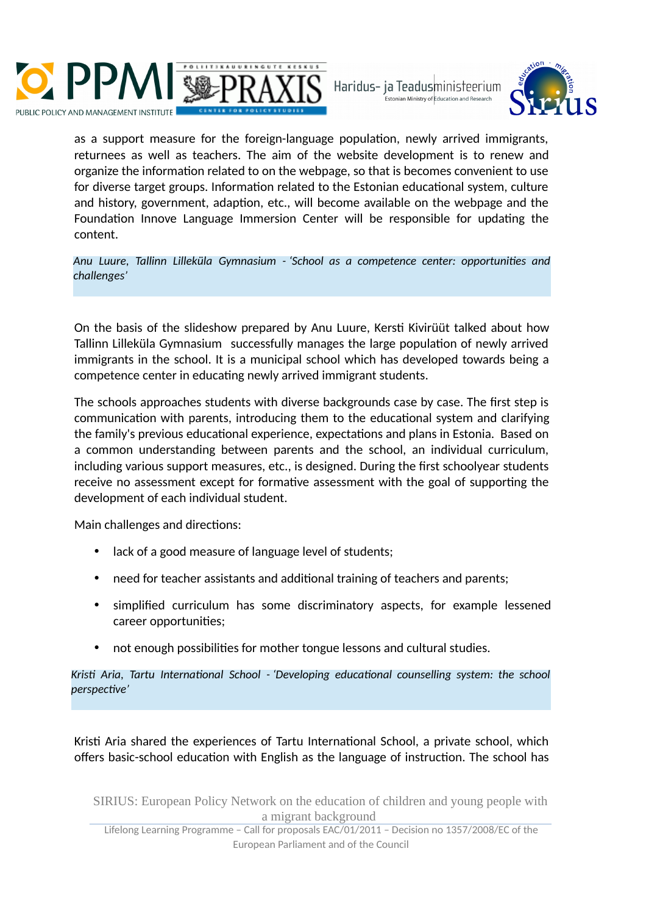as a support measure for the foreign-language population, newly arrived immigrants, returnees as well as teachers. The aim of the website development is to renew and organize the information related to on the webpage, so that is becomes convenient to use for diverse target groups. Information related to the Estonian educational system, culture and history, government, adaption, etc., will become available on the webpage and the Foundation Innove Language Immersion Center will be responsible for updating the content.

*Anu Luure, Tallinn Lilleküla Gymnasium - 'School as a competence center: opportunities and challenges'*

On the basis of the slideshow prepared by Anu Luure, Kersti Kivirüüt talked about how Tallinn Lilleküla Gymnasium successfully manages the large population of newly arrived immigrants in the school. It is a municipal school which has developed towards being a competence center in educating newly arrived immigrant students.

The schools approaches students with diverse backgrounds case by case. The first step is communication with parents, introducing them to the educational system and clarifying the family's previous educational experience, expectations and plans in Estonia. Based on a common understanding between parents and the school, an individual curriculum, including various support measures, etc., is designed. During the first schoolyear students receive no assessment except for formative assessment with the goal of supporting the development of each individual student.

Main challenges and directions:

- lack of a good measure of language level of students;
- need for teacher assistants and additional training of teachers and parents;
- simplified curriculum has some discriminatory aspects, for example lessened career opportunities;
- not enough possibilities for mother tongue lessons and cultural studies.

*Kristi Aria, Tartu International School - 'Developing educational counselling system: the school perspective'*

Kristi Aria shared the experiences of Tartu International School, a private school, which offers basic-school education with English as the language of instruction. The school has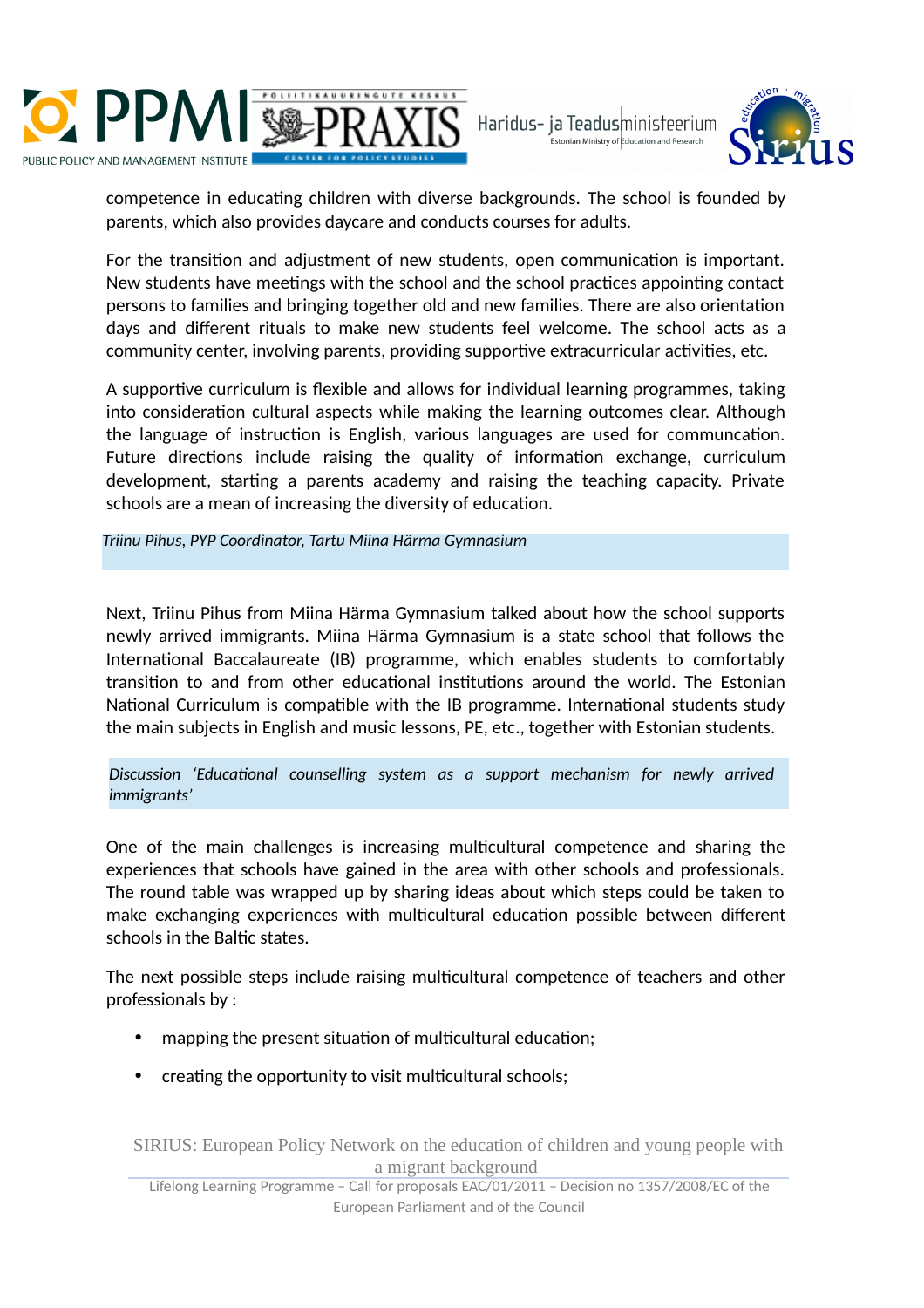competence in educating children with diverse backgrounds. The school is founded by parents, which also provides daycare and conducts courses for adults.

For the transition and adjustment of new students, open communication is important. New students have meetings with the school and the school practices appointing contact persons to families and bringing together old and new families. There are also orientation days and different rituals to make new students feel welcome. The school acts as a community center, involving parents, providing supportive extracurricular activities, etc.

A supportive curriculum is flexible and allows for individual learning programmes, taking into consideration cultural aspects while making the learning outcomes clear. Although the language of instruction is English, various languages are used for communcation. Future directions include raising the quality of information exchange, curriculum development, starting a parents academy and raising the teaching capacity. Private schools are a mean of increasing the diversity of education.

*Triinu Pihus, PYP Coordinator, Tartu Miina Härma Gymnasium*

Next, Triinu Pihus from Miina Härma Gymnasium talked about how the school supports newly arrived immigrants. Miina Härma Gymnasium is a state school that follows the International Baccalaureate (IB) programme, which enables students to comfortably transition to and from other educational institutions around the world. The Estonian National Curriculum is compatible with the IB programme. International students study the main subjects in English and music lessons, PE, etc., together with Estonian students.

*Discussion 'Educational counselling system as a support mechanism for newly arrived immigrants'*

One of the main challenges is increasing multicultural competence and sharing the experiences that schools have gained in the area with other schools and professionals. The round table was wrapped up by sharing ideas about which steps could be taken to make exchanging experiences with multicultural education possible between different schools in the Baltic states.

The next possible steps include raising multicultural competence of teachers and other professionals by :

- mapping the present situation of multicultural education;
- creating the opportunity to visit multicultural schools;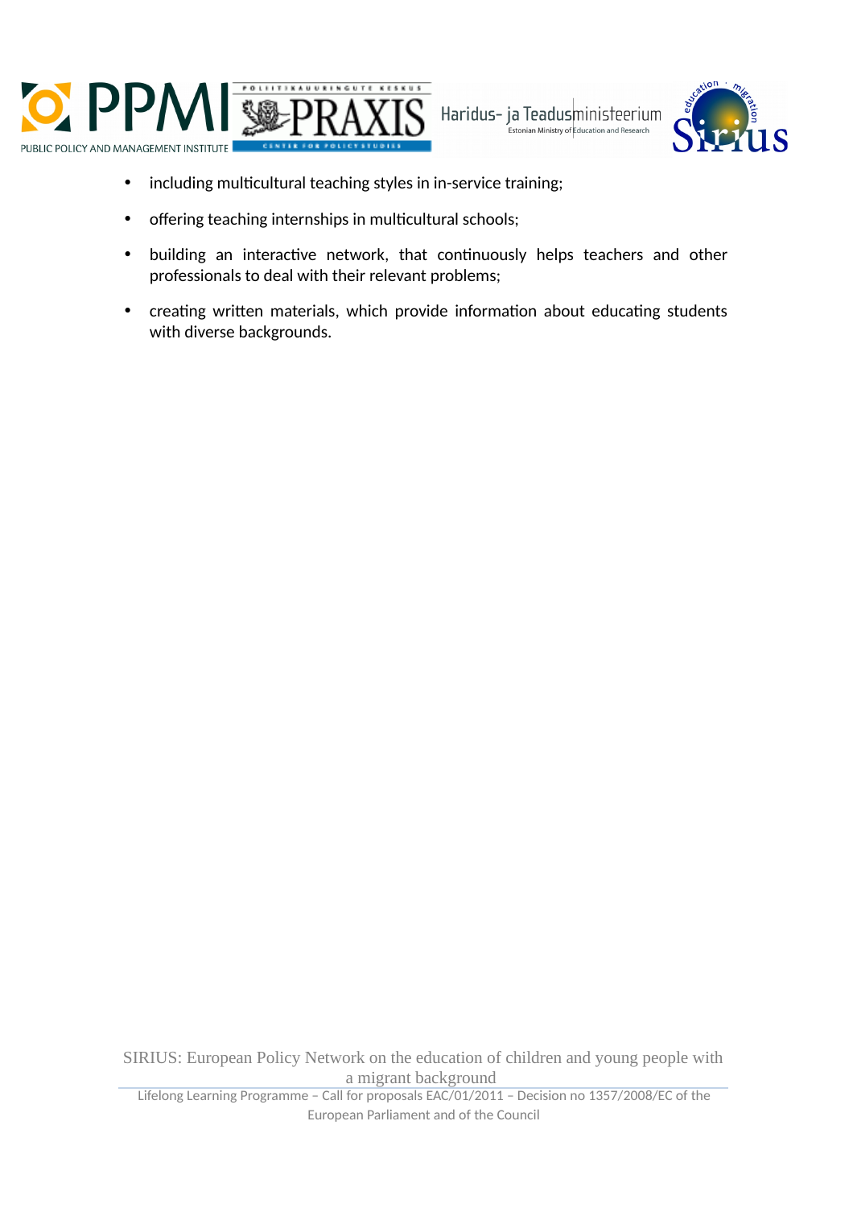- including multicultural teaching styles in in-service training;
- offering teaching internships in multicultural schools;
- building an interactive network, that continuously helps teachers and other professionals to deal with their relevant problems;
- creating written materials, which provide information about educating students with diverse backgrounds.